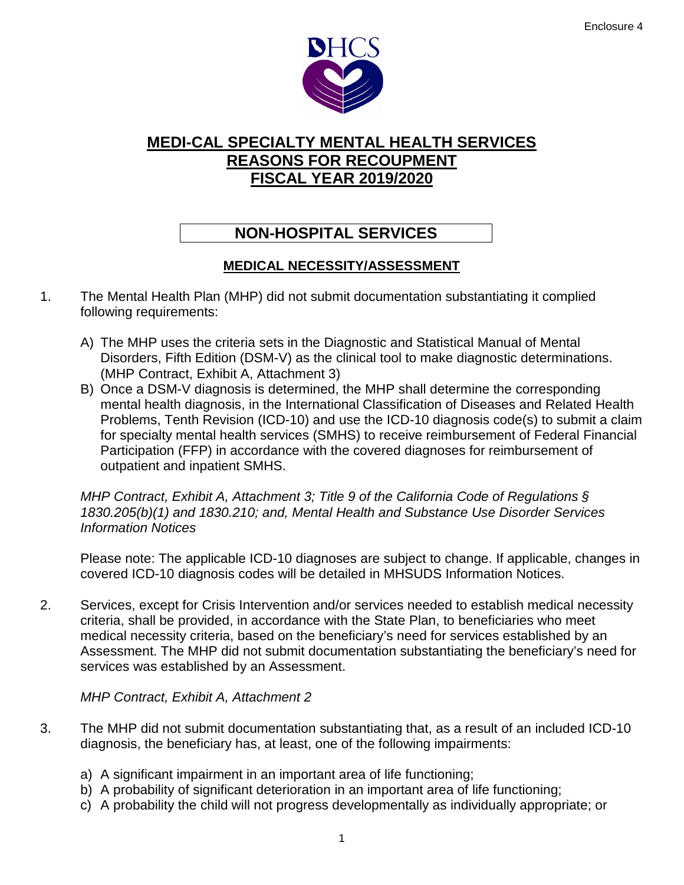Enclosure 4

DHCS

# MEDI-CAL SPECIALTY MENTAL HEALTH SERVICES
# REASONS FOR RECOUPMENT
# FISCAL YEAR 2019/2020

## NON-HOSPITAL SERVICES

### MEDICAL NECESSITY/ASSESSMENT

1. The Mental Health Plan (MHP) did not submit documentation substantiating it complied following requirements:

   A) The MHP uses the criteria sets in the Diagnostic and Statistical Manual of Mental Disorders, Fifth Edition (DSM-V) as the clinical tool to make diagnostic determinations. (MHP Contract, Exhibit A, Attachment 3)

   B) Once a DSM-V diagnosis is determined, the MHP shall determine the corresponding mental health diagnosis, in the International Classification of Diseases and Related Health Problems, Tenth Revision (ICD-10) and use the ICD-10 diagnosis code(s) to submit a claim for specialty mental health services (SMHS) to receive reimbursement of Federal Financial Participation (FFP) in accordance with the covered diagnoses for reimbursement of outpatient and inpatient SMHS.

   *MHP Contract, Exhibit A, Attachment 3; Title 9 of the California Code of Regulations § 1830.205(b)(1) and 1830.210; and, Mental Health and Substance Use Disorder Services Information Notices*

   Please note: The applicable ICD-10 diagnoses are subject to change. If applicable, changes in covered ICD-10 diagnosis codes will be detailed in MHSUDS Information Notices.

2. Services, except for Crisis Intervention and/or services needed to establish medical necessity criteria, shall be provided, in accordance with the State Plan, to beneficiaries who meet medical necessity criteria, based on the beneficiary's need for services established by an Assessment. The MHP did not submit documentation substantiating the beneficiary's need for services was established by an Assessment.

   *MHP Contract, Exhibit A, Attachment 2*

3. The MHP did not submit documentation substantiating that, as a result of an included ICD-10 diagnosis, the beneficiary has, at least, one of the following impairments:

   a) A significant impairment in an important area of life functioning;
   b) A probability of significant deterioration in an important area of life functioning;
   c) A probability the child will not progress developmentally as individually appropriate; or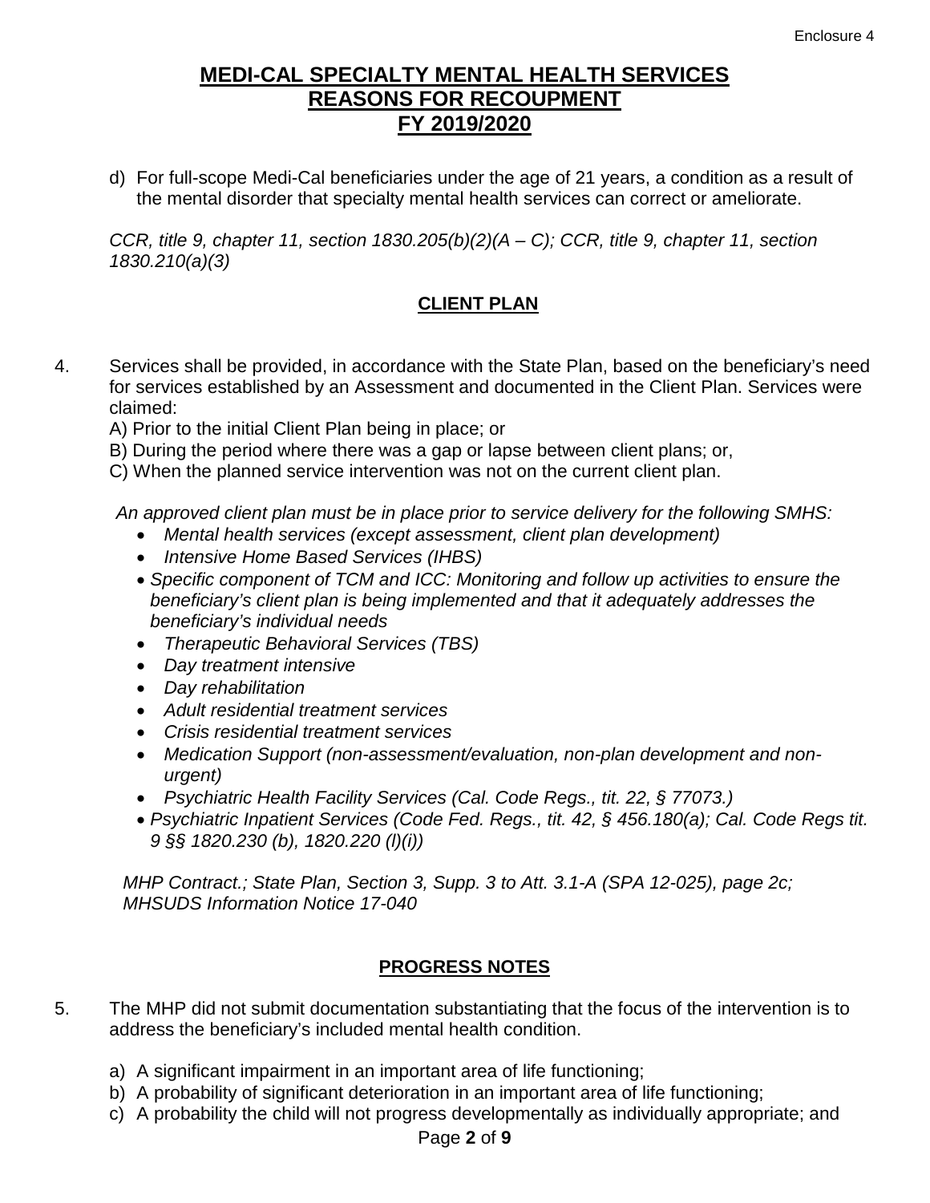# MEDI-CAL SPECIALTY MENTAL HEALTH SERVICES
# REASONS FOR RECOUPMENT
# FY 2019/2020

d) For full-scope Medi-Cal beneficiaries under the age of 21 years, a condition as a result of the mental disorder that specialty mental health services can correct or ameliorate.

*CCR, title 9, chapter 11, section 1830.205(b)(2)(A – C); CCR, title 9, chapter 11, section 1830.210(a)(3)*

## CLIENT PLAN

4. Services shall be provided, in accordance with the State Plan, based on the beneficiary's need for services established by an Assessment and documented in the Client Plan. Services were claimed:
   A) Prior to the initial Client Plan being in place; or
   B) During the period where there was a gap or lapse between client plans; or,
   C) When the planned service intervention was not on the current client plan.

   *An approved client plan must be in place prior to service delivery for the following SMHS:*

   - *Mental health services (except assessment, client plan development)*
   - *Intensive Home Based Services (IHBS)*
   - *Specific component of TCM and ICC: Monitoring and follow up activities to ensure the beneficiary's client plan is being implemented and that it adequately addresses the beneficiary's individual needs*
   - *Therapeutic Behavioral Services (TBS)*
   - *Day treatment intensive*
   - *Day rehabilitation*
   - *Adult residential treatment services*
   - *Crisis residential treatment services*
   - *Medication Support (non-assessment/evaluation, non-plan development and non-urgent)*
   - *Psychiatric Health Facility Services (Cal. Code Regs., tit. 22, § 77073.)*
   - *Psychiatric Inpatient Services (Code Fed. Regs., tit. 42, § 456.180(a); Cal. Code Regs tit. 9 §§ 1820.230 (b), 1820.220 (l)(i))*

   *MHP Contract.; State Plan, Section 3, Supp. 3 to Att. 3.1-A (SPA 12-025), page 2c; MHSUDS Information Notice 17-040*

## PROGRESS NOTES

5. The MHP did not submit documentation substantiating that the focus of the intervention is to address the beneficiary's included mental health condition.

   a) A significant impairment in an important area of life functioning;
   b) A probability of significant deterioration in an important area of life functioning;
   c) A probability the child will not progress developmentally as individually appropriate; and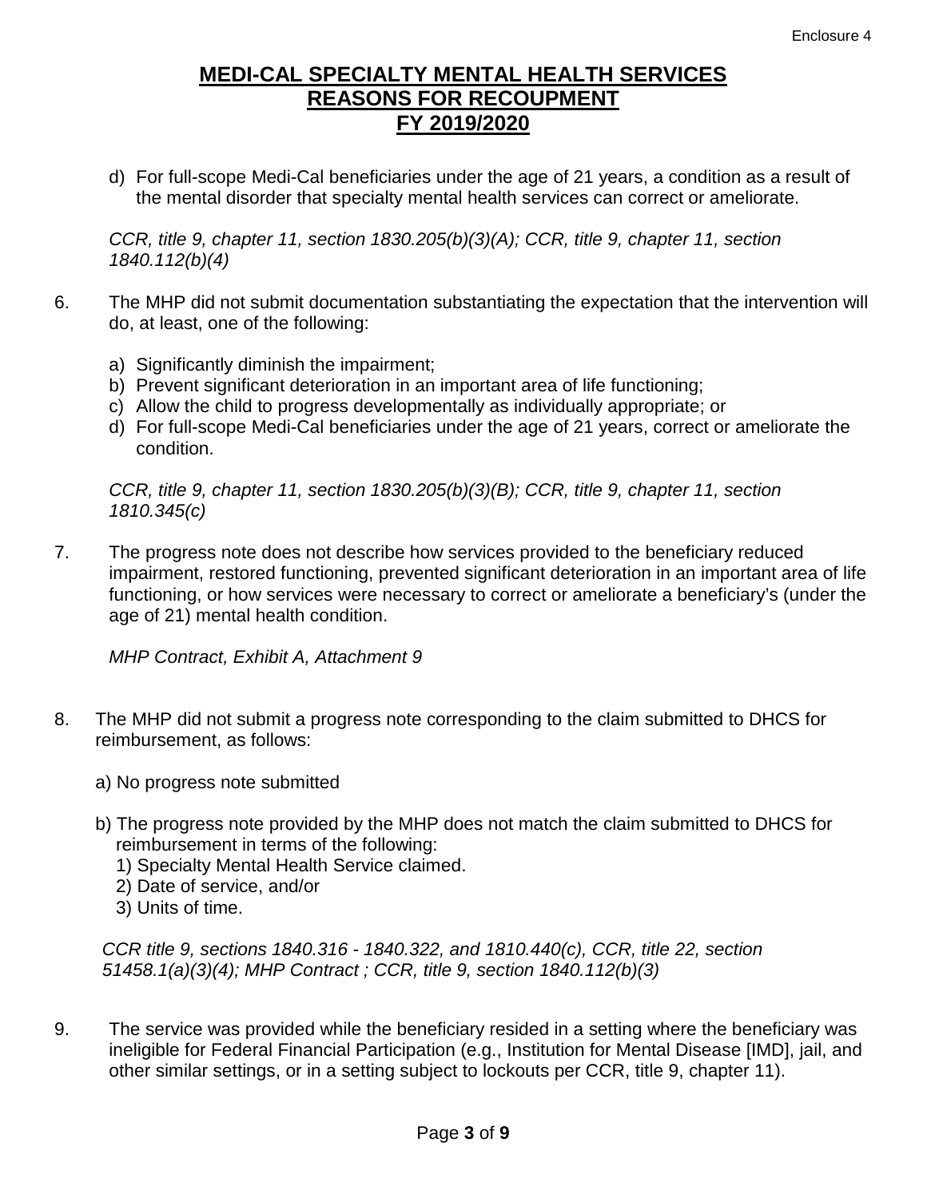# MEDI-CAL SPECIALTY MENTAL HEALTH SERVICES
# REASONS FOR RECOUPMENT
# FY 2019/2020

d) For full-scope Medi-Cal beneficiaries under the age of 21 years, a condition as a result of the mental disorder that specialty mental health services can correct or ameliorate.

*CCR, title 9, chapter 11, section 1830.205(b)(3)(A); CCR, title 9, chapter 11, section 1840.112(b)(4)*

6. The MHP did not submit documentation substantiating the expectation that the intervention will do, at least, one of the following:

   a) Significantly diminish the impairment;
   b) Prevent significant deterioration in an important area of life functioning;
   c) Allow the child to progress developmentally as individually appropriate; or
   d) For full-scope Medi-Cal beneficiaries under the age of 21 years, correct or ameliorate the condition.

   *CCR, title 9, chapter 11, section 1830.205(b)(3)(B); CCR, title 9, chapter 11, section 1810.345(c)*

7. The progress note does not describe how services provided to the beneficiary reduced impairment, restored functioning, prevented significant deterioration in an important area of life functioning, or how services were necessary to correct or ameliorate a beneficiary's (under the age of 21) mental health condition.

   *MHP Contract, Exhibit A, Attachment 9*

8. The MHP did not submit a progress note corresponding to the claim submitted to DHCS for reimbursement, as follows:

   a) No progress note submitted

   b) The progress note provided by the MHP does not match the claim submitted to DHCS for reimbursement in terms of the following:
      1) Specialty Mental Health Service claimed.
      2) Date of service, and/or
      3) Units of time.

   *CCR title 9, sections 1840.316 - 1840.322, and 1810.440(c), CCR, title 22, section 51458.1(a)(3)(4); MHP Contract ; CCR, title 9, section 1840.112(b)(3)*

9. The service was provided while the beneficiary resided in a setting where the beneficiary was ineligible for Federal Financial Participation (e.g., Institution for Mental Disease [IMD], jail, and other similar settings, or in a setting subject to lockouts per CCR, title 9, chapter 11).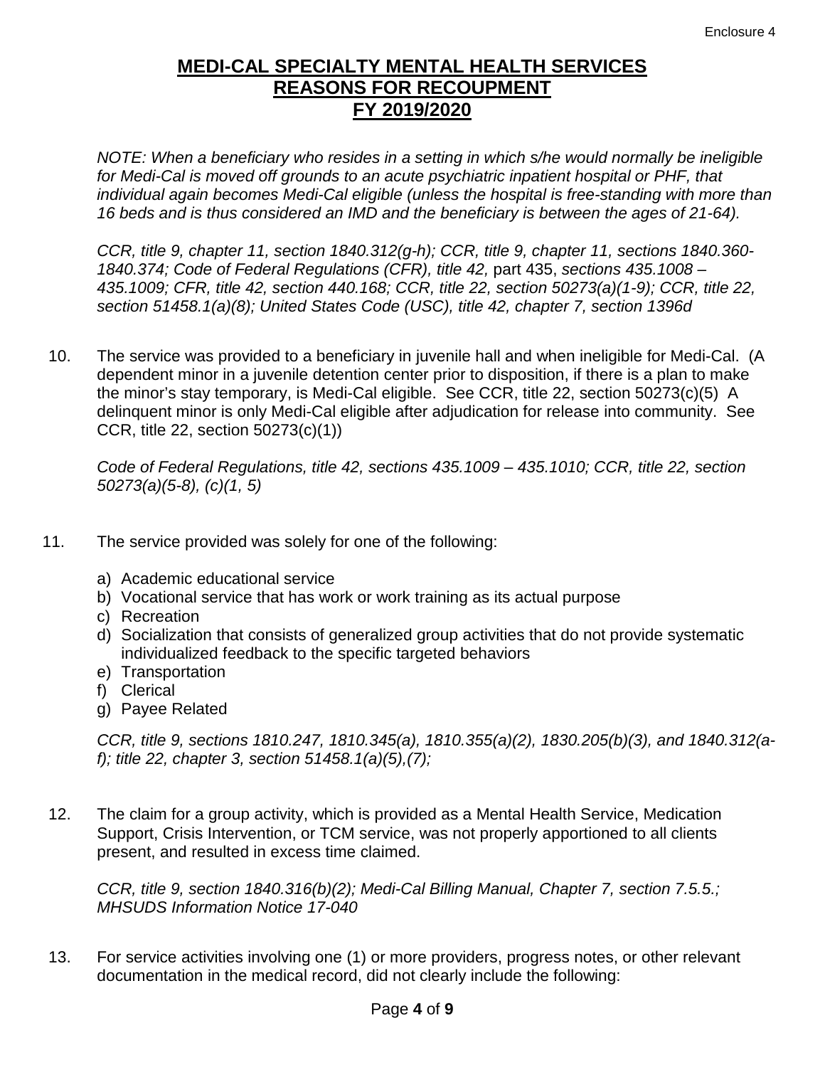# MEDI-CAL SPECIALTY MENTAL HEALTH SERVICES
# REASONS FOR RECOUPMENT
# FY 2019/2020

*NOTE: When a beneficiary who resides in a setting in which s/he would normally be ineligible for Medi-Cal is moved off grounds to an acute psychiatric inpatient hospital or PHF, that individual again becomes Medi-Cal eligible (unless the hospital is free-standing with more than 16 beds and is thus considered an IMD and the beneficiary is between the ages of 21-64).*

*CCR, title 9, chapter 11, section 1840.312(g-h); CCR, title 9, chapter 11, sections 1840.360-1840.374; Code of Federal Regulations (CFR), title 42,* part 435, *sections 435.1008 – 435.1009; CFR, title 42, section 440.168; CCR, title 22, section 50273(a)(1-9); CCR, title 22, section 51458.1(a)(8); United States Code (USC), title 42, chapter 7, section 1396d*

10. The service was provided to a beneficiary in juvenile hall and when ineligible for Medi-Cal. (A dependent minor in a juvenile detention center prior to disposition, if there is a plan to make the minor's stay temporary, is Medi-Cal eligible. See CCR, title 22, section 50273(c)(5) A delinquent minor is only Medi-Cal eligible after adjudication for release into community. See CCR, title 22, section 50273(c)(1))

    *Code of Federal Regulations, title 42, sections 435.1009 – 435.1010; CCR, title 22, section 50273(a)(5-8), (c)(1, 5)*

11. The service provided was solely for one of the following:

    a) Academic educational service
    b) Vocational service that has work or work training as its actual purpose
    c) Recreation
    d) Socialization that consists of generalized group activities that do not provide systematic individualized feedback to the specific targeted behaviors
    e) Transportation
    f) Clerical
    g) Payee Related

    *CCR, title 9, sections 1810.247, 1810.345(a), 1810.355(a)(2), 1830.205(b)(3), and 1840.312(a-f); title 22, chapter 3, section 51458.1(a)(5),(7);*

12. The claim for a group activity, which is provided as a Mental Health Service, Medication Support, Crisis Intervention, or TCM service, was not properly apportioned to all clients present, and resulted in excess time claimed.

    *CCR, title 9, section 1840.316(b)(2); Medi-Cal Billing Manual, Chapter 7, section 7.5.5.; MHSUDS Information Notice 17-040*

13. For service activities involving one (1) or more providers, progress notes, or other relevant documentation in the medical record, did not clearly include the following: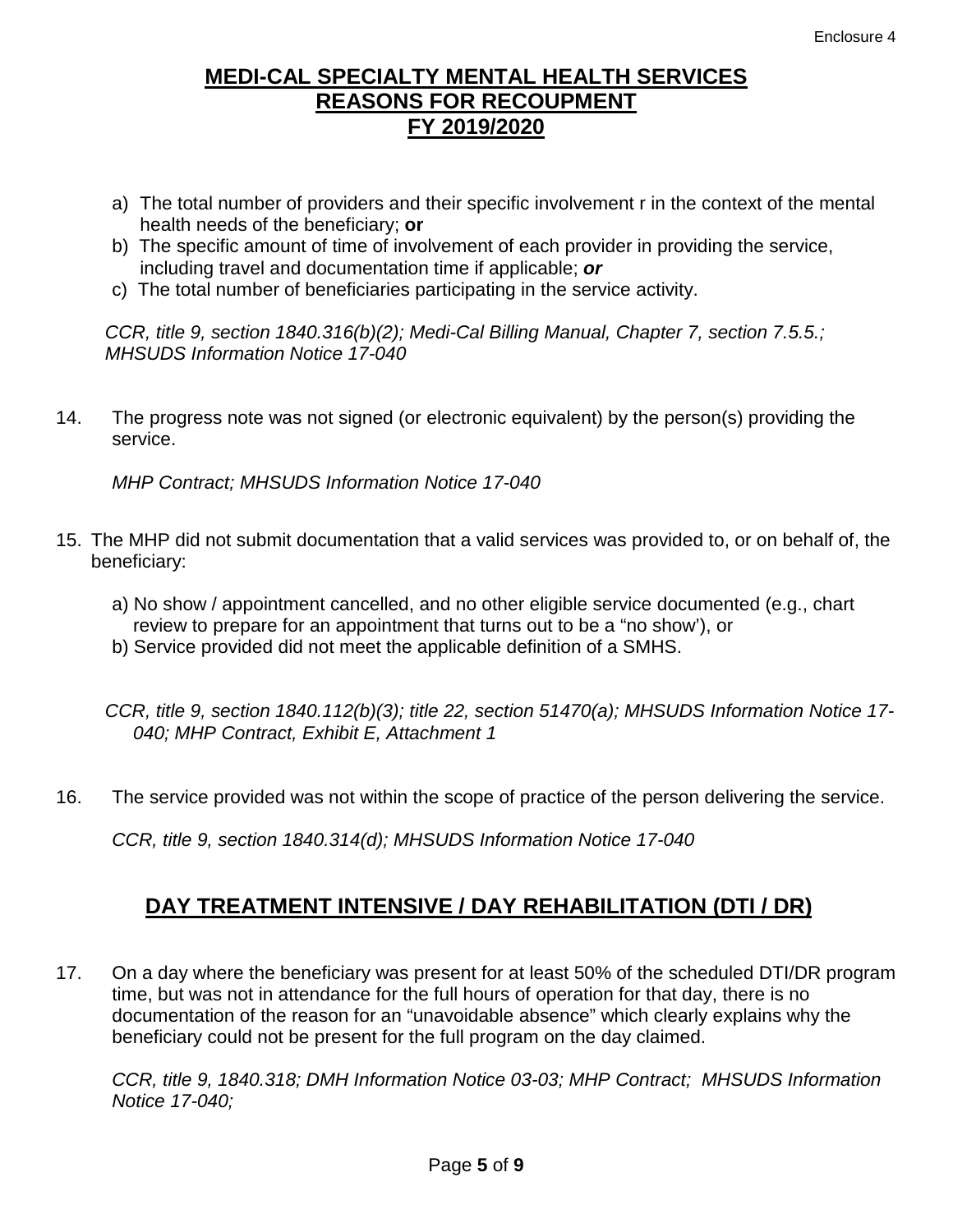# MEDI-CAL SPECIALTY MENTAL HEALTH SERVICES
# REASONS FOR RECOUPMENT
# FY 2019/2020

a) The total number of providers and their specific involvement r in the context of the mental health needs of the beneficiary; **or**
b) The specific amount of time of involvement of each provider in providing the service, including travel and documentation time if applicable; ***or***
c) The total number of beneficiaries participating in the service activity.

*CCR, title 9, section 1840.316(b)(2); Medi-Cal Billing Manual, Chapter 7, section 7.5.5.; MHSUDS Information Notice 17-040*

14. The progress note was not signed (or electronic equivalent) by the person(s) providing the service.

    *MHP Contract; MHSUDS Information Notice 17-040*

15. The MHP did not submit documentation that a valid services was provided to, or on behalf of, the beneficiary:

    a) No show / appointment cancelled, and no other eligible service documented (e.g., chart review to prepare for an appointment that turns out to be a "no show'), or
    b) Service provided did not meet the applicable definition of a SMHS.

    *CCR, title 9, section 1840.112(b)(3); title 22, section 51470(a); MHSUDS Information Notice 17-040; MHP Contract, Exhibit E, Attachment 1*

16. The service provided was not within the scope of practice of the person delivering the service.

    *CCR, title 9, section 1840.314(d); MHSUDS Information Notice 17-040*

## DAY TREATMENT INTENSIVE / DAY REHABILITATION (DTI / DR)

17. On a day where the beneficiary was present for at least 50% of the scheduled DTI/DR program time, but was not in attendance for the full hours of operation for that day, there is no documentation of the reason for an "unavoidable absence" which clearly explains why the beneficiary could not be present for the full program on the day claimed.

    *CCR, title 9, 1840.318; DMH Information Notice 03-03; MHP Contract; MHSUDS Information Notice 17-040;*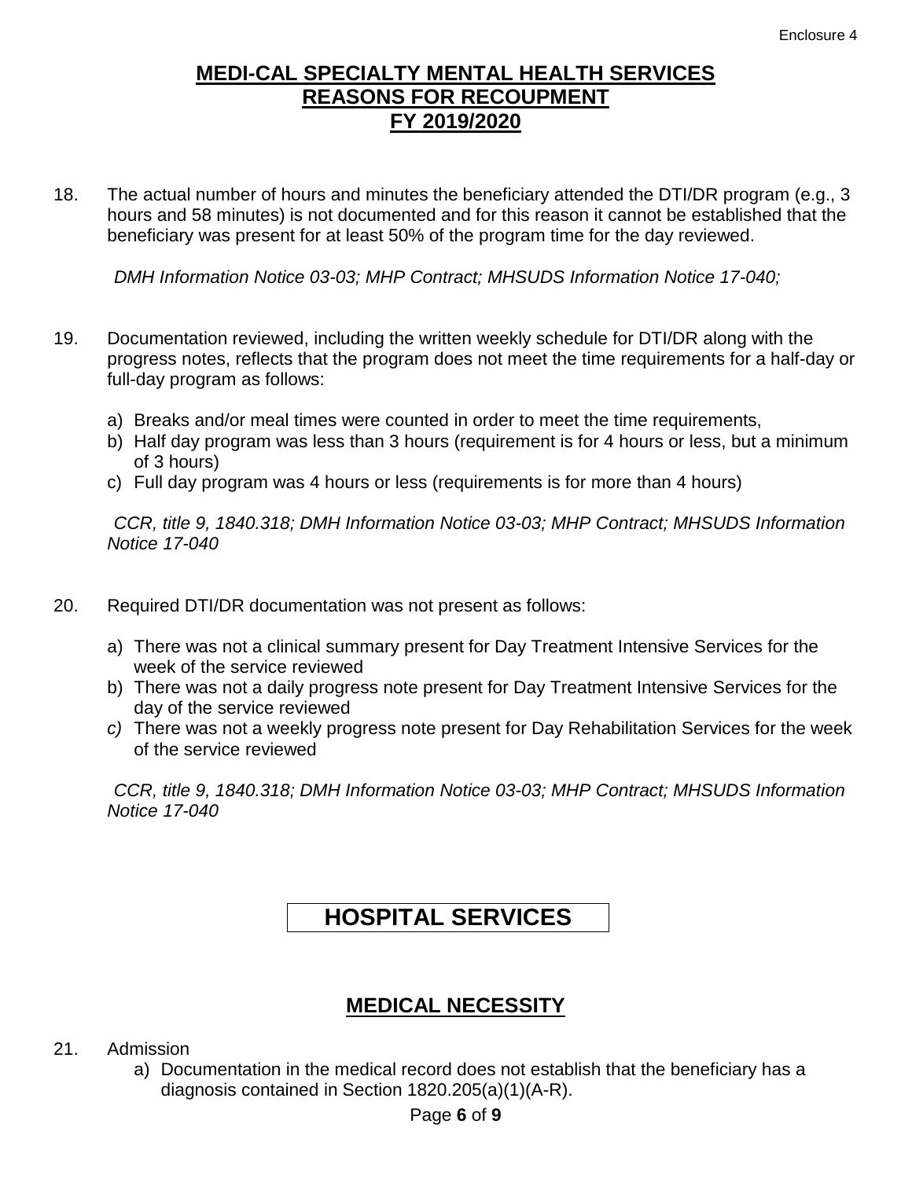# MEDI-CAL SPECIALTY MENTAL HEALTH SERVICES
# REASONS FOR RECOUPMENT
# FY 2019/2020

18. The actual number of hours and minutes the beneficiary attended the DTI/DR program (e.g., 3 hours and 58 minutes) is not documented and for this reason it cannot be established that the beneficiary was present for at least 50% of the program time for the day reviewed.

    *DMH Information Notice 03-03; MHP Contract; MHSUDS Information Notice 17-040;*

19. Documentation reviewed, including the written weekly schedule for DTI/DR along with the progress notes, reflects that the program does not meet the time requirements for a half-day or full-day program as follows:

    a) Breaks and/or meal times were counted in order to meet the time requirements,
    b) Half day program was less than 3 hours (requirement is for 4 hours or less, but a minimum of 3 hours)
    c) Full day program was 4 hours or less (requirements is for more than 4 hours)

    *CCR, title 9, 1840.318; DMH Information Notice 03-03; MHP Contract; MHSUDS Information Notice 17-040*

20. Required DTI/DR documentation was not present as follows:

    a) There was not a clinical summary present for Day Treatment Intensive Services for the week of the service reviewed
    b) There was not a daily progress note present for Day Treatment Intensive Services for the day of the service reviewed
    c) There was not a weekly progress note present for Day Rehabilitation Services for the week of the service reviewed

    *CCR, title 9, 1840.318; DMH Information Notice 03-03; MHP Contract; MHSUDS Information Notice 17-040*

## HOSPITAL SERVICES

## MEDICAL NECESSITY

21. Admission
    a) Documentation in the medical record does not establish that the beneficiary has a diagnosis contained in Section 1820.205(a)(1)(A-R).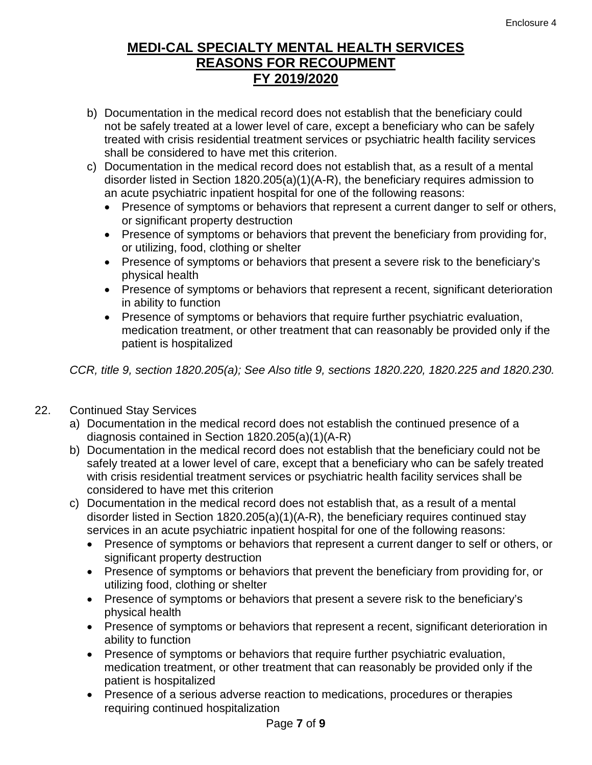# MEDI-CAL SPECIALTY MENTAL HEALTH SERVICES
# REASONS FOR RECOUPMENT
# FY 2019/2020

b) Documentation in the medical record does not establish that the beneficiary could not be safely treated at a lower level of care, except a beneficiary who can be safely treated with crisis residential treatment services or psychiatric health facility services shall be considered to have met this criterion.

c) Documentation in the medical record does not establish that, as a result of a mental disorder listed in Section 1820.205(a)(1)(A-R), the beneficiary requires admission to an acute psychiatric inpatient hospital for one of the following reasons:
   - Presence of symptoms or behaviors that represent a current danger to self or others, or significant property destruction
   - Presence of symptoms or behaviors that prevent the beneficiary from providing for, or utilizing, food, clothing or shelter
   - Presence of symptoms or behaviors that present a severe risk to the beneficiary's physical health
   - Presence of symptoms or behaviors that represent a recent, significant deterioration in ability to function
   - Presence of symptoms or behaviors that require further psychiatric evaluation, medication treatment, or other treatment that can reasonably be provided only if the patient is hospitalized

*CCR, title 9, section 1820.205(a); See Also title 9, sections 1820.220, 1820.225 and 1820.230.*

22. Continued Stay Services
   a) Documentation in the medical record does not establish the continued presence of a diagnosis contained in Section 1820.205(a)(1)(A-R)
   b) Documentation in the medical record does not establish that the beneficiary could not be safely treated at a lower level of care, except that a beneficiary who can be safely treated with crisis residential treatment services or psychiatric health facility services shall be considered to have met this criterion
   c) Documentation in the medical record does not establish that, as a result of a mental disorder listed in Section 1820.205(a)(1)(A-R), the beneficiary requires continued stay services in an acute psychiatric inpatient hospital for one of the following reasons:
      - Presence of symptoms or behaviors that represent a current danger to self or others, or significant property destruction
      - Presence of symptoms or behaviors that prevent the beneficiary from providing for, or utilizing food, clothing or shelter
      - Presence of symptoms or behaviors that present a severe risk to the beneficiary's physical health
      - Presence of symptoms or behaviors that represent a recent, significant deterioration in ability to function
      - Presence of symptoms or behaviors that require further psychiatric evaluation, medication treatment, or other treatment that can reasonably be provided only if the patient is hospitalized
      - Presence of a serious adverse reaction to medications, procedures or therapies requiring continued hospitalization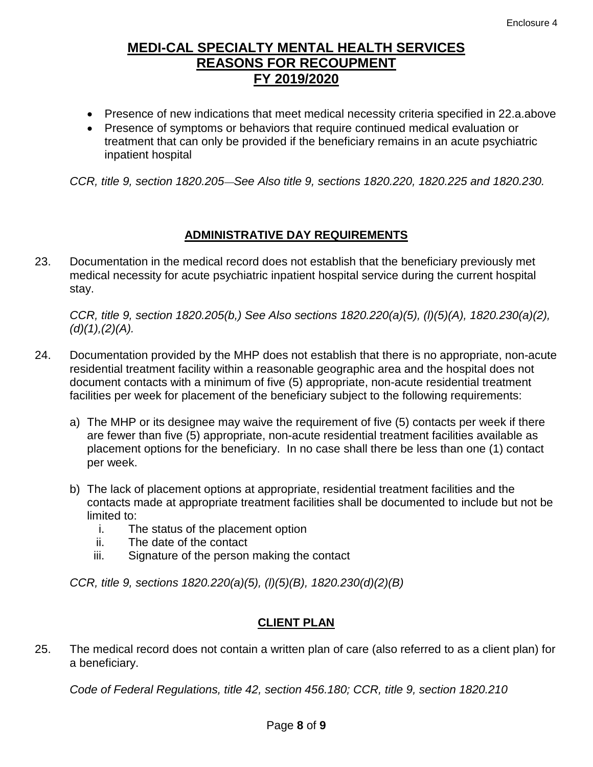# MEDI-CAL SPECIALTY MENTAL HEALTH SERVICES REASONS FOR RECOUPMENT FY 2019/2020

- Presence of new indications that meet medical necessity criteria specified in 22.a.above
- Presence of symptoms or behaviors that require continued medical evaluation or treatment that can only be provided if the beneficiary remains in an acute psychiatric inpatient hospital

*CCR, title 9, section 1820.205—See Also title 9, sections 1820.220, 1820.225 and 1820.230.*

## ADMINISTRATIVE DAY REQUIREMENTS

23. Documentation in the medical record does not establish that the beneficiary previously met medical necessity for acute psychiatric inpatient hospital service during the current hospital stay.

    *CCR, title 9, section 1820.205(b,) See Also sections 1820.220(a)(5), (l)(5)(A), 1820.230(a)(2), (d)(1),(2)(A).*

24. Documentation provided by the MHP does not establish that there is no appropriate, non-acute residential treatment facility within a reasonable geographic area and the hospital does not document contacts with a minimum of five (5) appropriate, non-acute residential treatment facilities per week for placement of the beneficiary subject to the following requirements:

    a) The MHP or its designee may waive the requirement of five (5) contacts per week if there are fewer than five (5) appropriate, non-acute residential treatment facilities available as placement options for the beneficiary. In no case shall there be less than one (1) contact per week.

    b) The lack of placement options at appropriate, residential treatment facilities and the contacts made at appropriate treatment facilities shall be documented to include but not be limited to:
        i. The status of the placement option
        ii. The date of the contact
        iii. Signature of the person making the contact

    *CCR, title 9, sections 1820.220(a)(5), (l)(5)(B), 1820.230(d)(2)(B)*

## CLIENT PLAN

25. The medical record does not contain a written plan of care (also referred to as a client plan) for a beneficiary.

    *Code of Federal Regulations, title 42, section 456.180; CCR, title 9, section 1820.210*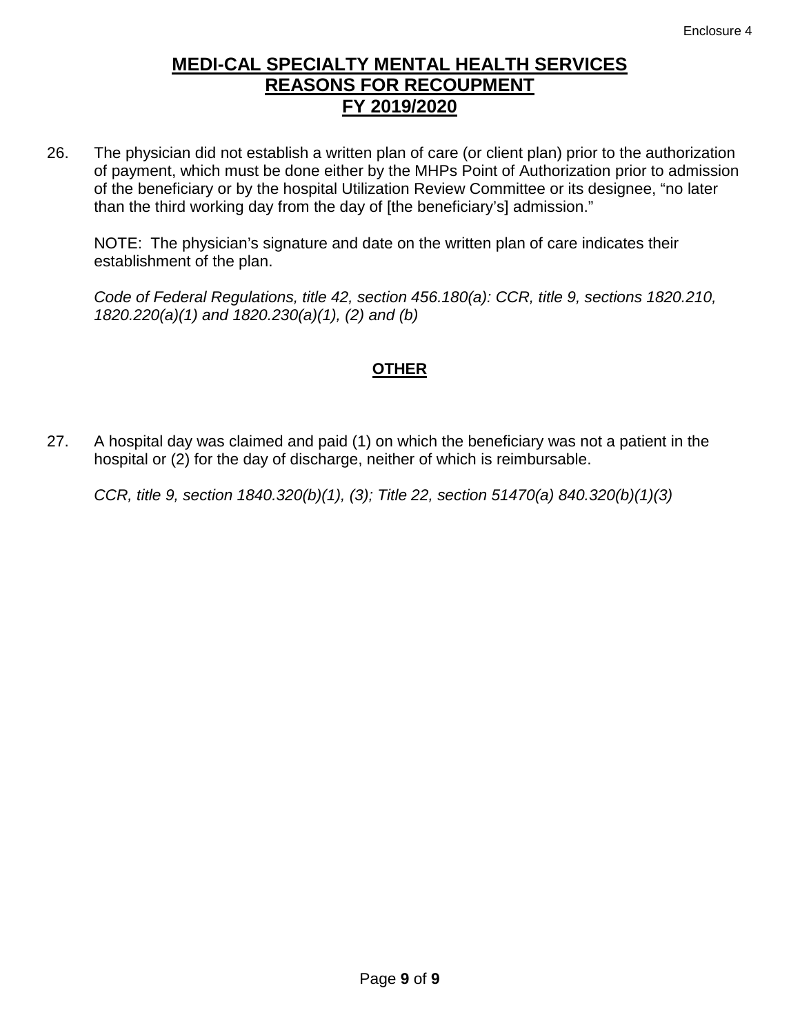# MEDI-CAL SPECIALTY MENTAL HEALTH SERVICES REASONS FOR RECOUPMENT FY 2019/2020

26. The physician did not establish a written plan of care (or client plan) prior to the authorization of payment, which must be done either by the MHPs Point of Authorization prior to admission of the beneficiary or by the hospital Utilization Review Committee or its designee, "no later than the third working day from the day of [the beneficiary's] admission."

    NOTE: The physician's signature and date on the written plan of care indicates their establishment of the plan.

    *Code of Federal Regulations, title 42, section 456.180(a): CCR, title 9, sections 1820.210, 1820.220(a)(1) and 1820.230(a)(1), (2) and (b)*

## OTHER

27. A hospital day was claimed and paid (1) on which the beneficiary was not a patient in the hospital or (2) for the day of discharge, neither of which is reimbursable.

    *CCR, title 9, section 1840.320(b)(1), (3); Title 22, section 51470(a) 840.320(b)(1)(3)*